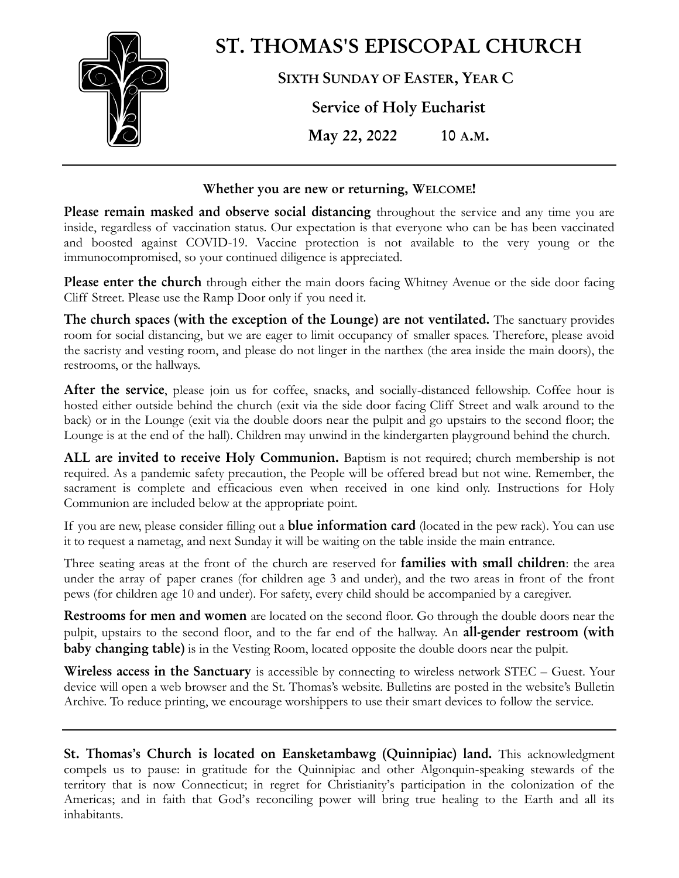# ST. THOMAS'S EPISCOPAL CHURCH

## Sixth Sunday of Easter, Year C

## Service of Holy Eucharist

## May 22, 2022 10 a.m.

---

**Whether you are new or returning, Welcome!**

**Please remain masked and observe social distancing** throughout the service and any time you are inside, regardless of vaccination status. Our expectation is that everyone who can be has been vaccinated and boosted against COVID-19. Vaccine protection is not available to the very young or the immunocompromised, so your continued diligence is appreciated.

**Please enter the church** through either the main doors facing Whitney Avenue or the side door facing Cliff Street. Please use the Ramp Door only if you need it.

**The church spaces (with the exception of the Lounge) are not ventilated.** The sanctuary provides room for social distancing, but we are eager to limit occupancy of smaller spaces. Therefore, please avoid the sacristy and vesting room, and please do not linger in the narthex (the area inside the main doors), the restrooms, or the hallways.

**After the service**, please join us for coffee, snacks, and socially-distanced fellowship. Coffee hour is hosted either outside behind the church (exit via the side door facing Cliff Street and walk around to the back) or in the Lounge (exit via the double doors near the pulpit and go upstairs to the second floor; the Lounge is at the end of the hall). Children may unwind in the kindergarten playground behind the church.

**ALL are invited to receive Holy Communion.** Baptism is not required; church membership is not required. As a pandemic safety precaution, the People will be offered bread but not wine. Remember, the sacrament is complete and efficacious even when received in one kind only. Instructions for Holy Communion are included below at the appropriate point.

If you are new, please consider filling out a **blue information card** (located in the pew rack). You can use it to request a nametag, and next Sunday it will be waiting on the table inside the main entrance.

Three seating areas at the front of the church are reserved for **families with small children**: the area under the array of paper cranes (for children age 3 and under), and the two areas in front of the front pews (for children age 10 and under). For safety, every child should be accompanied by a caregiver.

**Restrooms for men and women** are located on the second floor. Go through the double doors near the pulpit, upstairs to the second floor, and to the far end of the hallway. An **all-gender restroom (with baby changing table)** is in the Vesting Room, located opposite the double doors near the pulpit.

**Wireless access in the Sanctuary** is accessible by connecting to wireless network STEC – Guest. Your device will open a web browser and the St. Thomas's website. Bulletins are posted in the website's Bulletin Archive. To reduce printing, we encourage worshippers to use their smart devices to follow the service.

---

**St. Thomas's Church is located on Eansketambawg (Quinnipiac) land.** This acknowledgment compels us to pause: in gratitude for the Quinnipiac and other Algonquin-speaking stewards of the territory that is now Connecticut; in regret for Christianity's participation in the colonization of the Americas; and in faith that God's reconciling power will bring true healing to the Earth and all its inhabitants.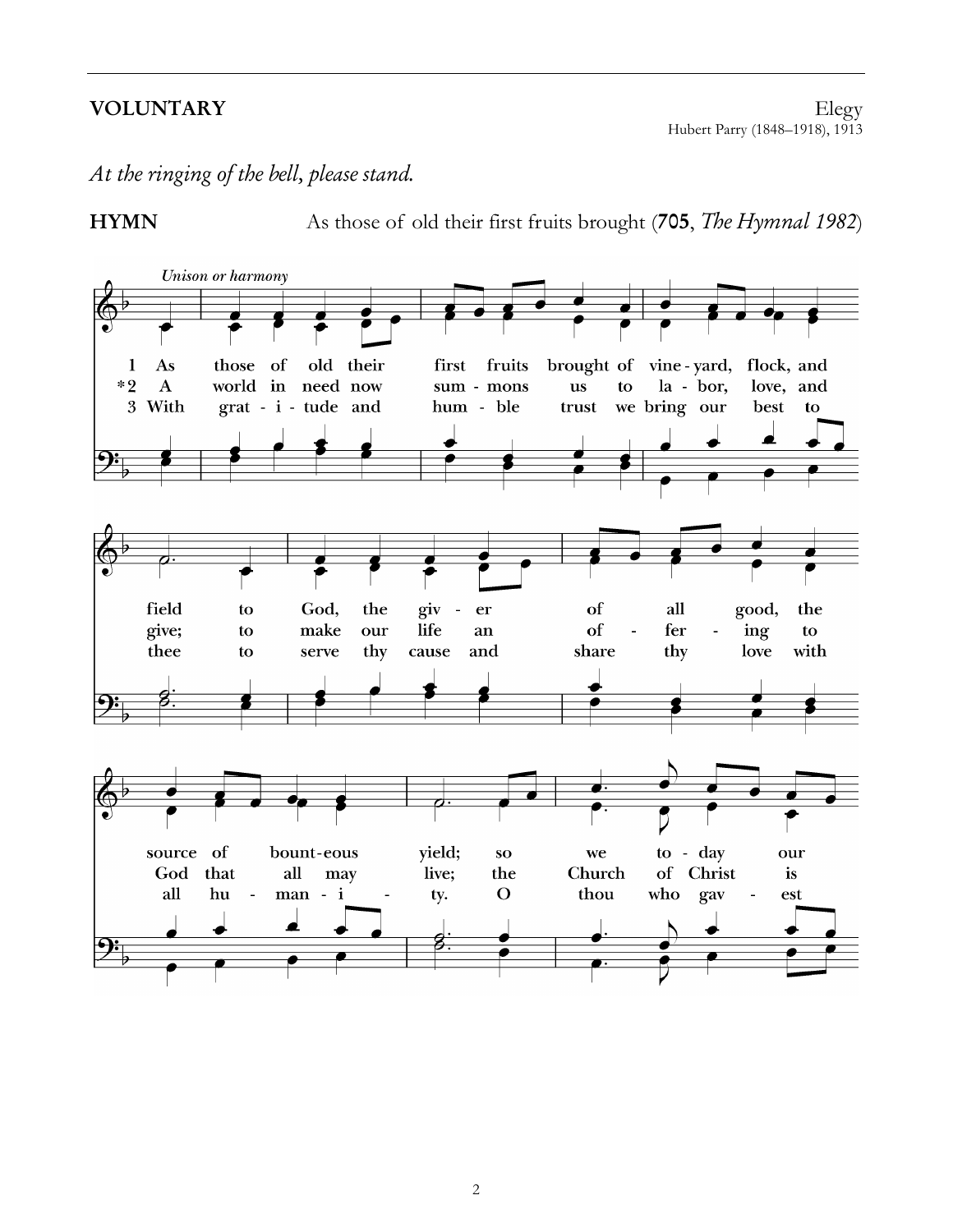**VOLUNTARY** Elegy

Hubert Parry (1848–1918), 1913

*At the ringing of the bell, please stand.*

**HYMN** As those of old their first fruits brought (**705**, *The Hymnal 1982*)

*Unison or harmony*

1 As those of old their first fruits brought of vine-yard, flock, and field to God, the giv-er of all good, the source of bount-eous yield; so we to-day our

*2 A world in need now sum-mons us to la-bor, love, and give; to make our life an of-fer-ing to God that all may live; the Church of Christ is

3 With grat-i-tude and hum-ble trust we bring our best to thee to serve thy cause and share thy love with all hu-man-i-ty. O thou who gav-est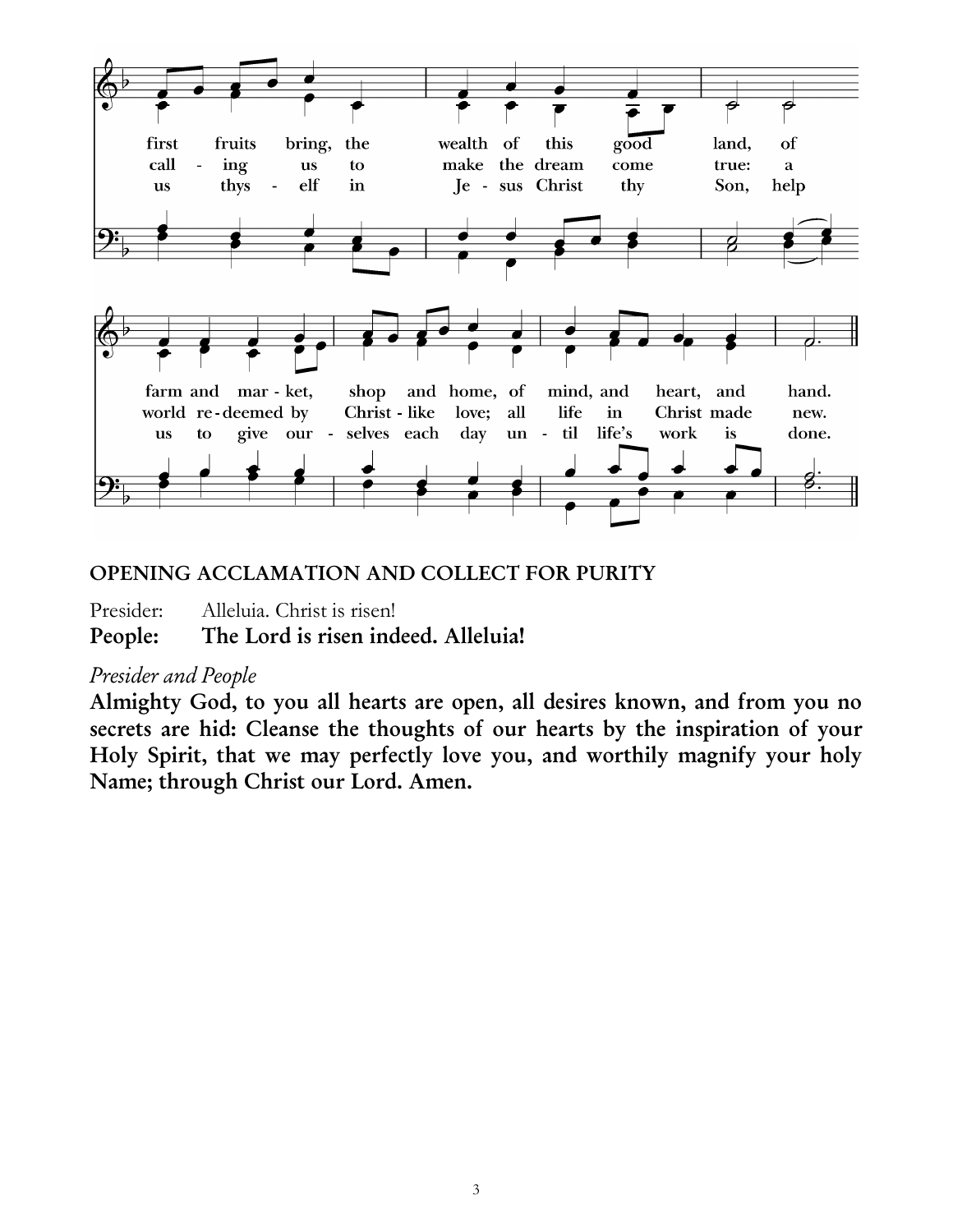first fruits bring, the wealth of this good land, of
call - ing us to make the dream come true: a
us thys - elf in Je - sus Christ thy Son, help

farm and mar - ket, shop and home, of mind, and heart, and hand.
world re - deemed by Christ - like love; all life in Christ made new.
us to give our - selves each day un - til life's work is done.

**OPENING ACCLAMATION AND COLLECT FOR PURITY**

Presider: Alleluia. Christ is risen!
**People: The Lord is risen indeed. Alleluia!**

*Presider and People*
**Almighty God, to you all hearts are open, all desires known, and from you no secrets are hid: Cleanse the thoughts of our hearts by the inspiration of your Holy Spirit, that we may perfectly love you, and worthily magnify your holy Name; through Christ our Lord. Amen.**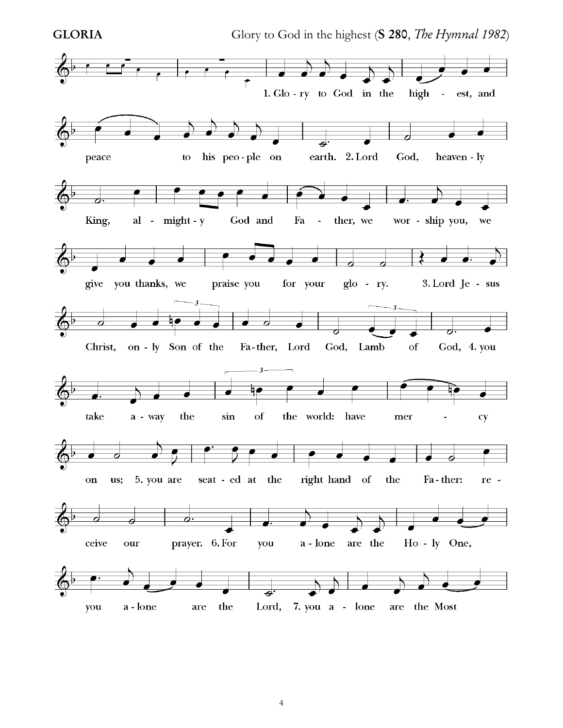**GLORIA** Glory to God in the highest (**S 280**, *The Hymnal 1982*)

1. Glo - ry to God in the high - est, and peace to his peo - ple on earth. 2. Lord God, heaven - ly King, al - might - y God and Fa - ther, we wor - ship you, we give you thanks, we praise you for your glo - ry. 3. Lord Je - sus Christ, on - ly Son of the Fa - ther, Lord God, Lamb of God, 4. you take a - way the sin of the world: have mer - cy on us; 5. you are seat - ed at the right hand of the Fa - ther: re - ceive our prayer. 6. For you a - lone are the Ho - ly One, you a - lone are the Lord, 7. you a - lone are the Most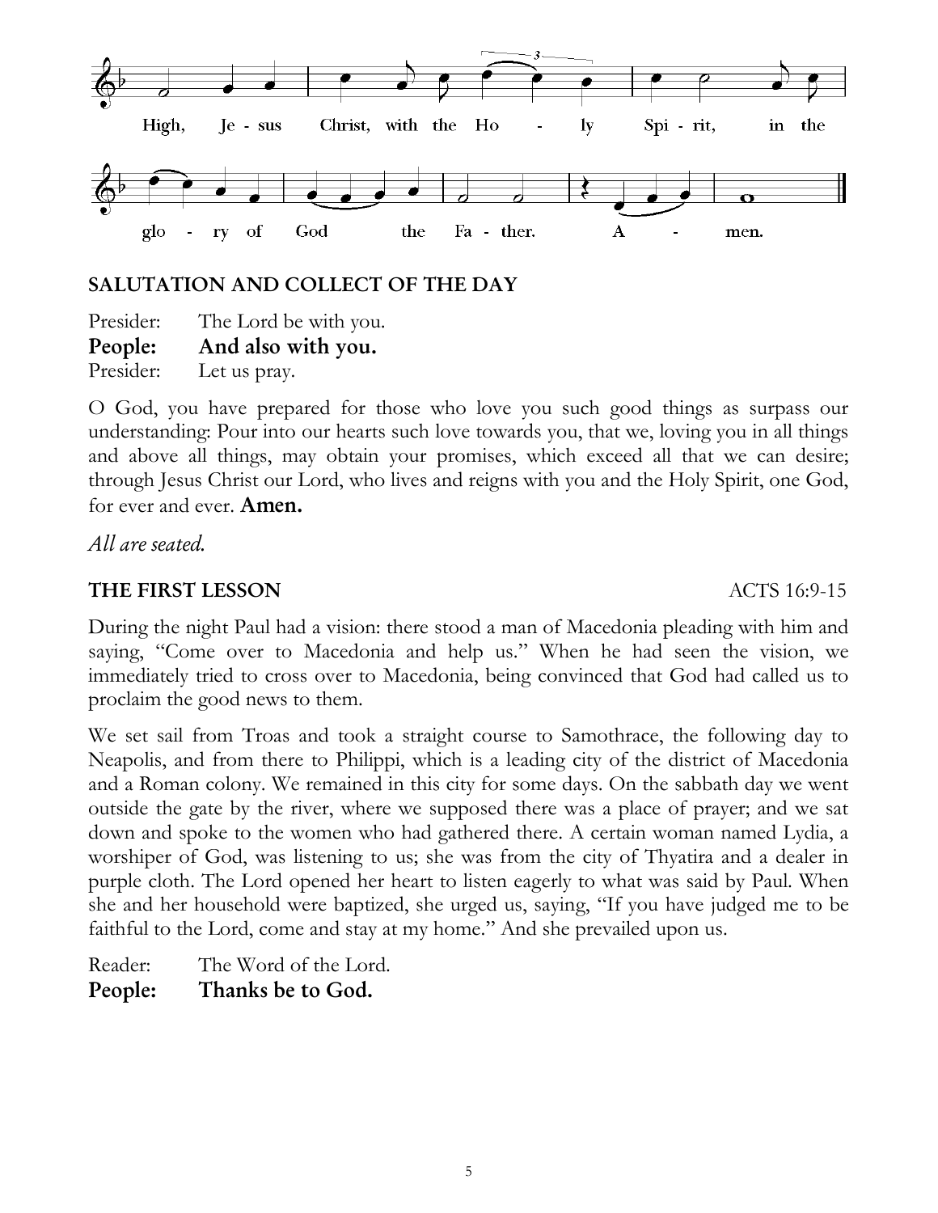High, Je - sus Christ, with the Ho - ly Spi - rit, in the glo - ry of God the Fa - ther. A - men.

## SALUTATION AND COLLECT OF THE DAY

Presider: The Lord be with you.
**People: And also with you.**
Presider: Let us pray.

O God, you have prepared for those who love you such good things as surpass our understanding: Pour into our hearts such love towards you, that we, loving you in all things and above all things, may obtain your promises, which exceed all that we can desire; through Jesus Christ our Lord, who lives and reigns with you and the Holy Spirit, one God, for ever and ever. **Amen.**

*All are seated.*

## THE FIRST LESSON ACTS 16:9-15

During the night Paul had a vision: there stood a man of Macedonia pleading with him and saying, "Come over to Macedonia and help us." When he had seen the vision, we immediately tried to cross over to Macedonia, being convinced that God had called us to proclaim the good news to them.

We set sail from Troas and took a straight course to Samothrace, the following day to Neapolis, and from there to Philippi, which is a leading city of the district of Macedonia and a Roman colony. We remained in this city for some days. On the sabbath day we went outside the gate by the river, where we supposed there was a place of prayer; and we sat down and spoke to the women who had gathered there. A certain woman named Lydia, a worshiper of God, was listening to us; she was from the city of Thyatira and a dealer in purple cloth. The Lord opened her heart to listen eagerly to what was said by Paul. When she and her household were baptized, she urged us, saying, "If you have judged me to be faithful to the Lord, come and stay at my home." And she prevailed upon us.

Reader: The Word of the Lord.
**People: Thanks be to God.**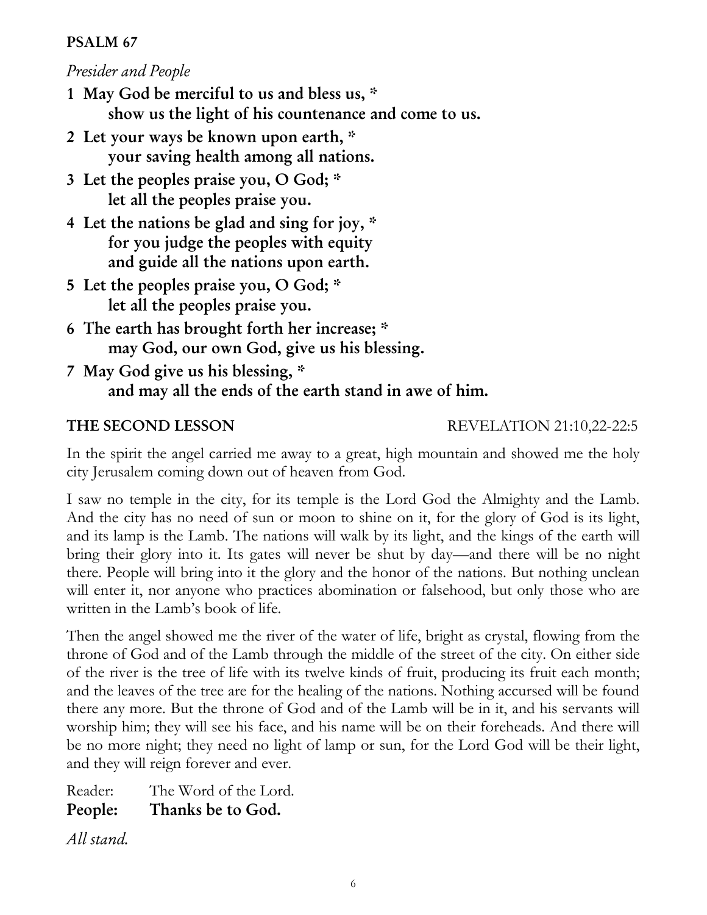**PSALM 67**

*Presider and People*

**1 May God be merciful to us and bless us, *
show us the light of his countenance and come to us.**

**2 Let your ways be known upon earth, *
your saving health among all nations.**

**3 Let the peoples praise you, O God; *
let all the peoples praise you.**

**4 Let the nations be glad and sing for joy, *
for you judge the peoples with equity
and guide all the nations upon earth.**

**5 Let the peoples praise you, O God; *
let all the peoples praise you.**

**6 The earth has brought forth her increase; *
may God, our own God, give us his blessing.**

**7 May God give us his blessing, *
and may all the ends of the earth stand in awe of him.**

**THE SECOND LESSON** REVELATION 21:10,22-22:5

In the spirit the angel carried me away to a great, high mountain and showed me the holy city Jerusalem coming down out of heaven from God.

I saw no temple in the city, for its temple is the Lord God the Almighty and the Lamb. And the city has no need of sun or moon to shine on it, for the glory of God is its light, and its lamp is the Lamb. The nations will walk by its light, and the kings of the earth will bring their glory into it. Its gates will never be shut by day—and there will be no night there. People will bring into it the glory and the honor of the nations. But nothing unclean will enter it, nor anyone who practices abomination or falsehood, but only those who are written in the Lamb's book of life.

Then the angel showed me the river of the water of life, bright as crystal, flowing from the throne of God and of the Lamb through the middle of the street of the city. On either side of the river is the tree of life with its twelve kinds of fruit, producing its fruit each month; and the leaves of the tree are for the healing of the nations. Nothing accursed will be found there any more. But the throne of God and of the Lamb will be in it, and his servants will worship him; they will see his face, and his name will be on their foreheads. And there will be no more night; they need no light of lamp or sun, for the Lord God will be their light, and they will reign forever and ever.

Reader: The Word of the Lord.
**People: Thanks be to God.**

*All stand.*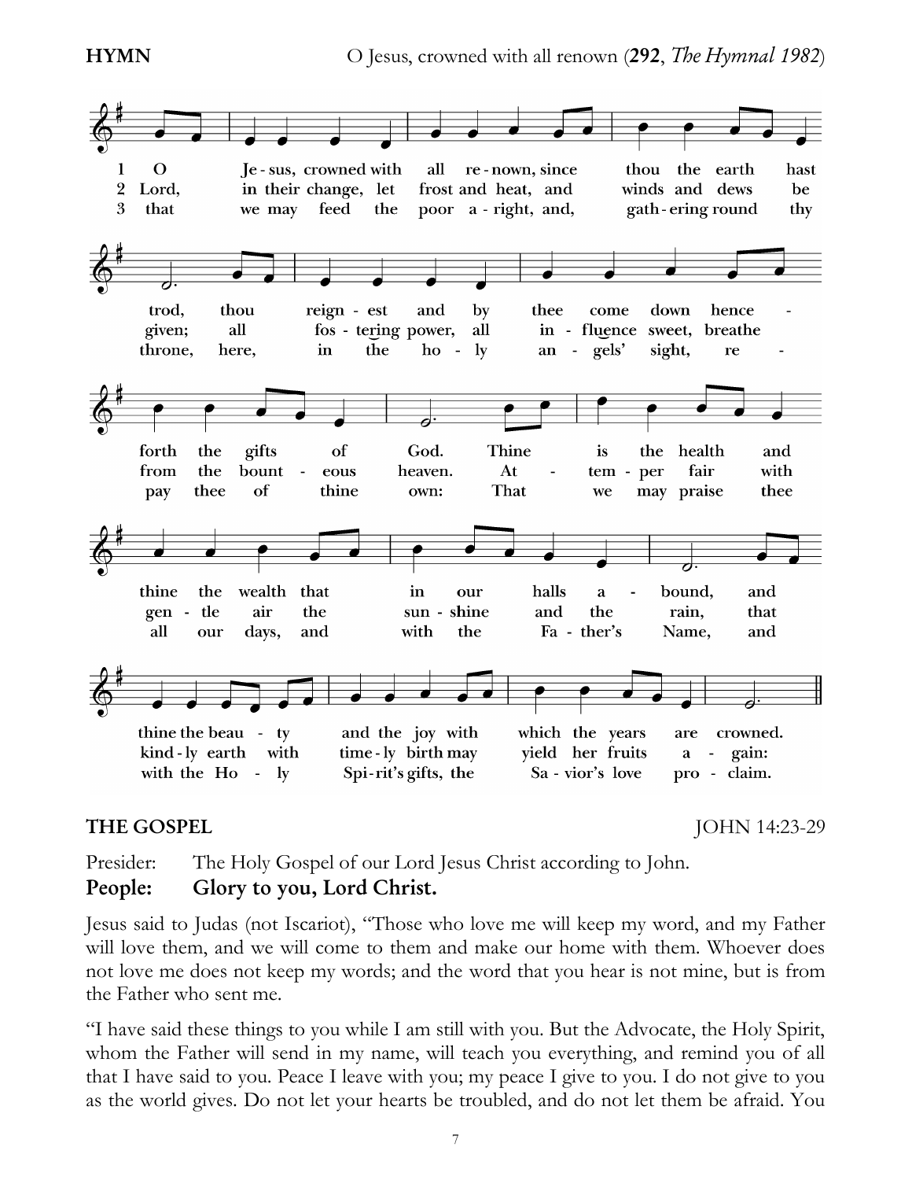**HYMN** O Jesus, crowned with all renown (**292**, *The Hymnal 1982*)

1 O Jesus, crowned with all renown, since thou the earth hast trod, thou reignest and by thee come down henceforth the gifts of God. Thine is the health and thine the wealth that in our halls abound, and thine the beauty and the joy with which the years are crowned.

2 Lord, in their change, let frost and heat, and winds and dews be given; all fostering power, all influence sweet, breathe from the bounteous heaven. Attemper fair with gentle air the sunshine and the rain, that kindly earth with timely birth may yield her fruits again:

3 that we may feed the poor aright, and, gathering round thy throne, here, in the holy angels' sight, repay thee of thine own: That we may praise thee all our days, and with the Father's Name, and with the Holy Spirit's gifts, the Savior's love proclaim.

**THE GOSPEL** JOHN 14:23-29

Presider: The Holy Gospel of our Lord Jesus Christ according to John.
**People: Glory to you, Lord Christ.**

Jesus said to Judas (not Iscariot), "Those who love me will keep my word, and my Father will love them, and we will come to them and make our home with them. Whoever does not love me does not keep my words; and the word that you hear is not mine, but is from the Father who sent me.

"I have said these things to you while I am still with you. But the Advocate, the Holy Spirit, whom the Father will send in my name, will teach you everything, and remind you of all that I have said to you. Peace I leave with you; my peace I give to you. I do not give to you as the world gives. Do not let your hearts be troubled, and do not let them be afraid. You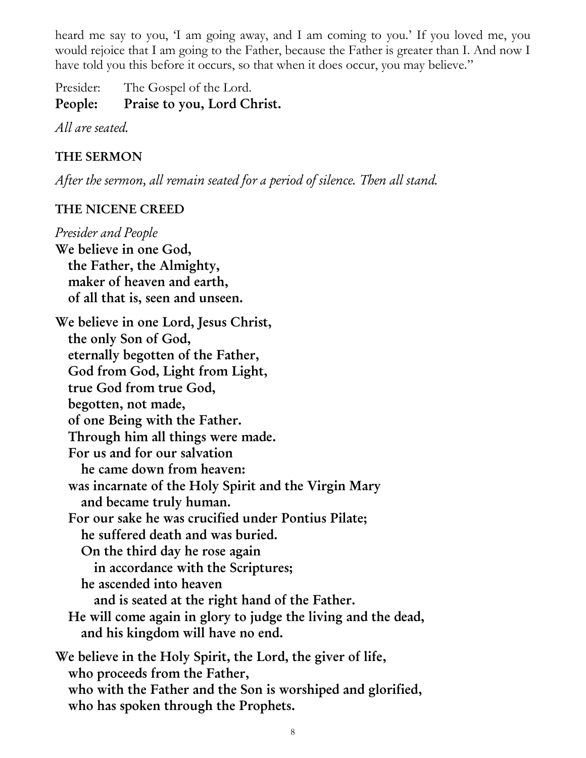heard me say to you, 'I am going away, and I am coming to you.' If you loved me, you would rejoice that I am going to the Father, because the Father is greater than I. And now I have told you this before it occurs, so that when it does occur, you may believe."

Presider: The Gospel of the Lord.
**People: Praise to you, Lord Christ.**

*All are seated.*

### THE SERMON

*After the sermon, all remain seated for a period of silence. Then all stand.*

### THE NICENE CREED

*Presider and People*

**We believe in one God,**
**the Father, the Almighty,**
**maker of heaven and earth,**
**of all that is, seen and unseen.**

**We believe in one Lord, Jesus Christ,**
**the only Son of God,**
**eternally begotten of the Father,**
**God from God, Light from Light,**
**true God from true God,**
**begotten, not made,**
**of one Being with the Father.**
**Through him all things were made.**
**For us and for our salvation**
**he came down from heaven:**
**was incarnate of the Holy Spirit and the Virgin Mary**
**and became truly human.**
**For our sake he was crucified under Pontius Pilate;**
**he suffered death and was buried.**
**On the third day he rose again**
**in accordance with the Scriptures;**
**he ascended into heaven**
**and is seated at the right hand of the Father.**
**He will come again in glory to judge the living and the dead,**
**and his kingdom will have no end.**

**We believe in the Holy Spirit, the Lord, the giver of life,**
**who proceeds from the Father,**
**who with the Father and the Son is worshiped and glorified,**
**who has spoken through the Prophets.**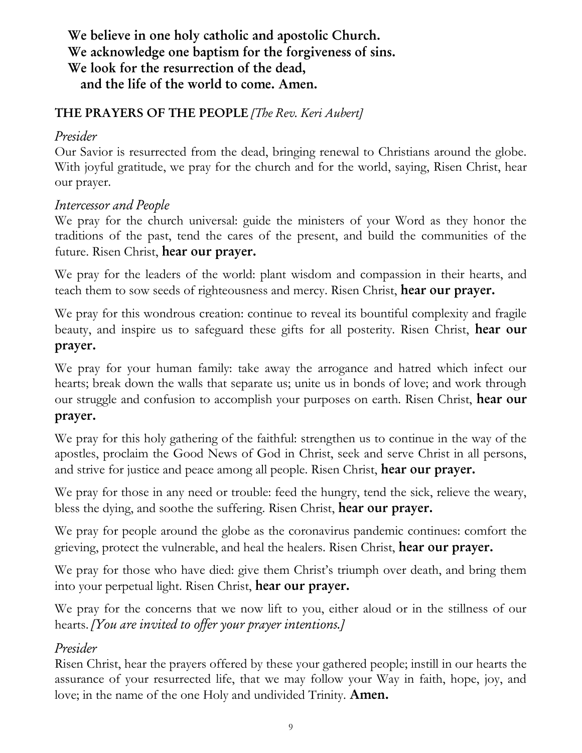**We believe in one holy catholic and apostolic Church.**
**We acknowledge one baptism for the forgiveness of sins.**
**We look for the resurrection of the dead,**
**and the life of the world to come. Amen.**

## THE PRAYERS OF THE PEOPLE *[The Rev. Keri Aubert]*

*Presider*

Our Savior is resurrected from the dead, bringing renewal to Christians around the globe. With joyful gratitude, we pray for the church and for the world, saying, Risen Christ, hear our prayer.

*Intercessor and People*

We pray for the church universal: guide the ministers of your Word as they honor the traditions of the past, tend the cares of the present, and build the communities of the future. Risen Christ, **hear our prayer.**

We pray for the leaders of the world: plant wisdom and compassion in their hearts, and teach them to sow seeds of righteousness and mercy. Risen Christ, **hear our prayer.**

We pray for this wondrous creation: continue to reveal its bountiful complexity and fragile beauty, and inspire us to safeguard these gifts for all posterity. Risen Christ, **hear our prayer.**

We pray for your human family: take away the arrogance and hatred which infect our hearts; break down the walls that separate us; unite us in bonds of love; and work through our struggle and confusion to accomplish your purposes on earth. Risen Christ, **hear our prayer.**

We pray for this holy gathering of the faithful: strengthen us to continue in the way of the apostles, proclaim the Good News of God in Christ, seek and serve Christ in all persons, and strive for justice and peace among all people. Risen Christ, **hear our prayer.**

We pray for those in any need or trouble: feed the hungry, tend the sick, relieve the weary, bless the dying, and soothe the suffering. Risen Christ, **hear our prayer.**

We pray for people around the globe as the coronavirus pandemic continues: comfort the grieving, protect the vulnerable, and heal the healers. Risen Christ, **hear our prayer.**

We pray for those who have died: give them Christ's triumph over death, and bring them into your perpetual light. Risen Christ, **hear our prayer.**

We pray for the concerns that we now lift to you, either aloud or in the stillness of our hearts. *[You are invited to offer your prayer intentions.]*

*Presider*

Risen Christ, hear the prayers offered by these your gathered people; instill in our hearts the assurance of your resurrected life, that we may follow your Way in faith, hope, joy, and love; in the name of the one Holy and undivided Trinity. **Amen.**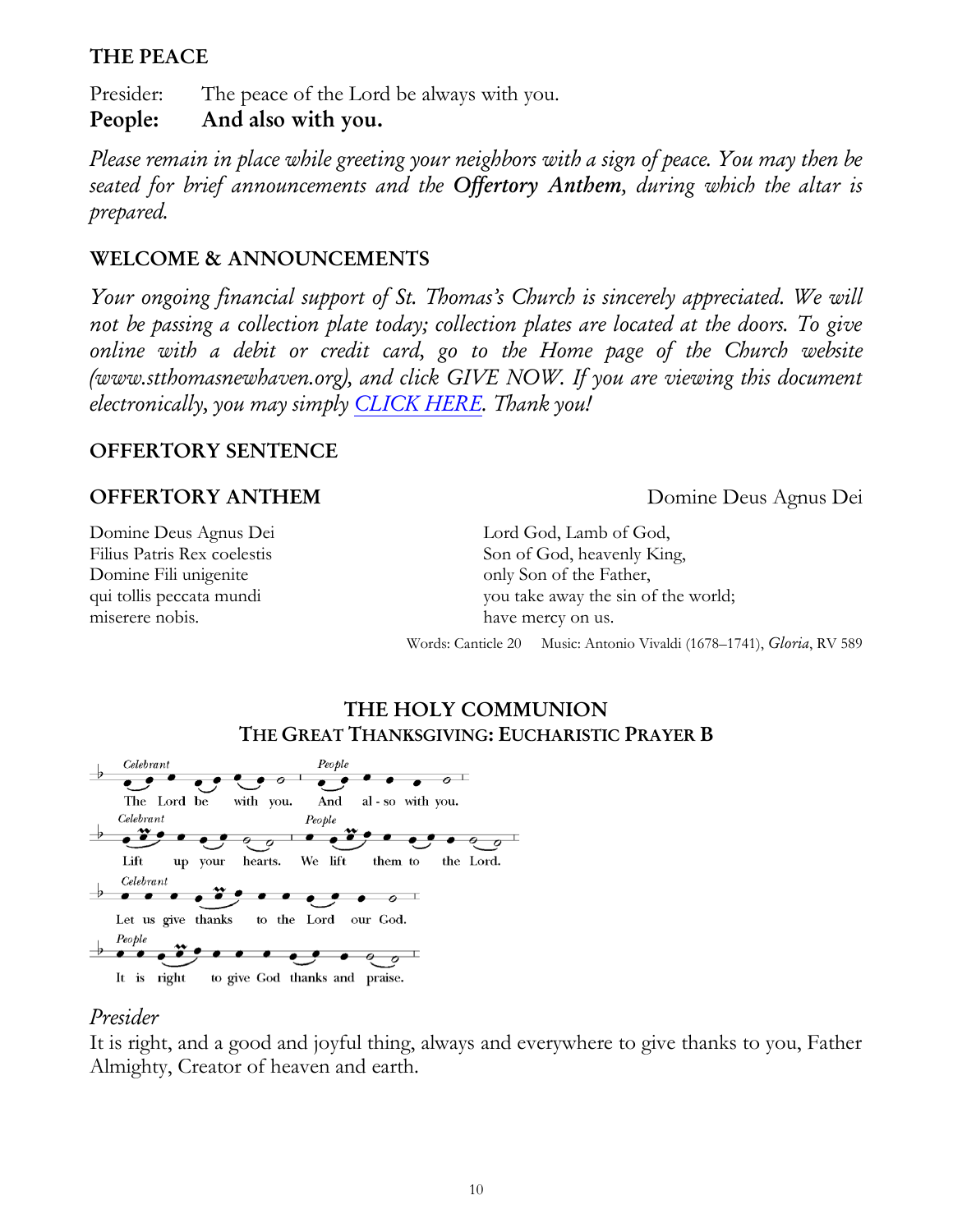### THE PEACE

Presider: The peace of the Lord be always with you.
**People: And also with you.**

*Please remain in place while greeting your neighbors with a sign of peace. You may then be seated for brief announcements and the* ***Offertory Anthem****, during which the altar is prepared.*

### WELCOME & ANNOUNCEMENTS

*Your ongoing financial support of St. Thomas's Church is sincerely appreciated. We will not be passing a collection plate today; collection plates are located at the doors. To give online with a debit or credit card, go to the Home page of the Church website (www.stthomasnewhaven.org), and click GIVE NOW. If you are viewing this document electronically, you may simply CLICK HERE. Thank you!*

### OFFERTORY SENTENCE

### OFFERTORY ANTHEM

Domine Deus Agnus Dei

| | |
|---|---|
| Domine Deus Agnus Dei | Lord God, Lamb of God, |
| Filius Patris Rex coelestis | Son of God, heavenly King, |
| Domine Fili unigenite | only Son of the Father, |
| qui tollis peccata mundi | you take away the sin of the world; |
| miserere nobis. | have mercy on us. |

Words: Canticle 20 Music: Antonio Vivaldi (1678–1741), *Gloria*, RV 589

## THE HOLY COMMUNION

### THE GREAT THANKSGIVING: EUCHARISTIC PRAYER B

*Celebrant* The Lord be with you. *People* And also with you.

*Celebrant* Lift up your hearts. *People* We lift them to the Lord.

*Celebrant* Let us give thanks to the Lord our God.

*People* It is right to give God thanks and praise.

*Presider*
It is right, and a good and joyful thing, always and everywhere to give thanks to you, Father Almighty, Creator of heaven and earth.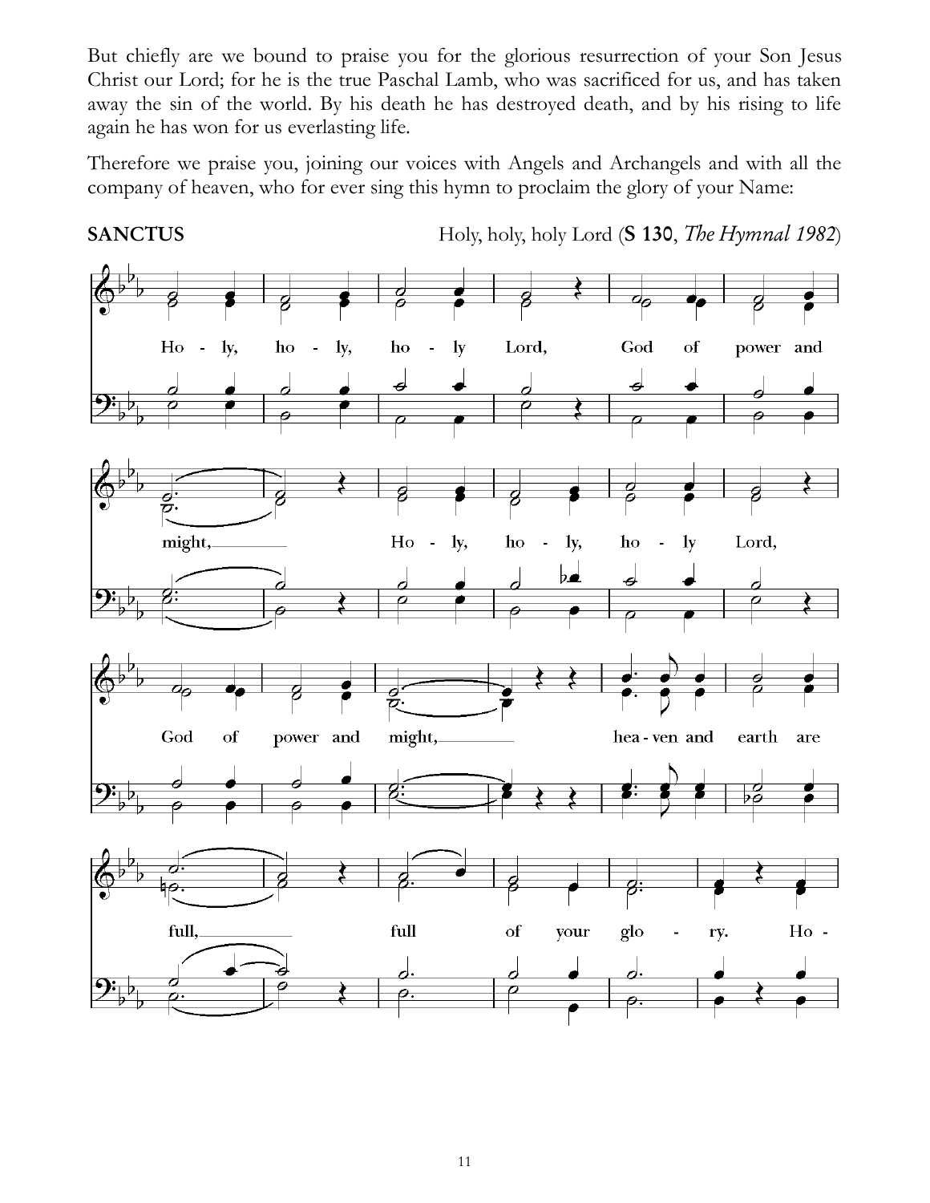But chiefly are we bound to praise you for the glorious resurrection of your Son Jesus Christ our Lord; for he is the true Paschal Lamb, who was sacrificed for us, and has taken away the sin of the world. By his death he has destroyed death, and by his rising to life again he has won for us everlasting life.

Therefore we praise you, joining our voices with Angels and Archangels and with all the company of heaven, who for ever sing this hymn to proclaim the glory of your Name:

**SANCTUS** Holy, holy, holy Lord (**S 130**, *The Hymnal 1982*)

Ho - ly, ho - ly, ho - ly Lord, God of power and might, Holy, ho - ly, ho - ly Lord, God of power and might, hea - ven and earth are full, full of your glo - ry. Ho -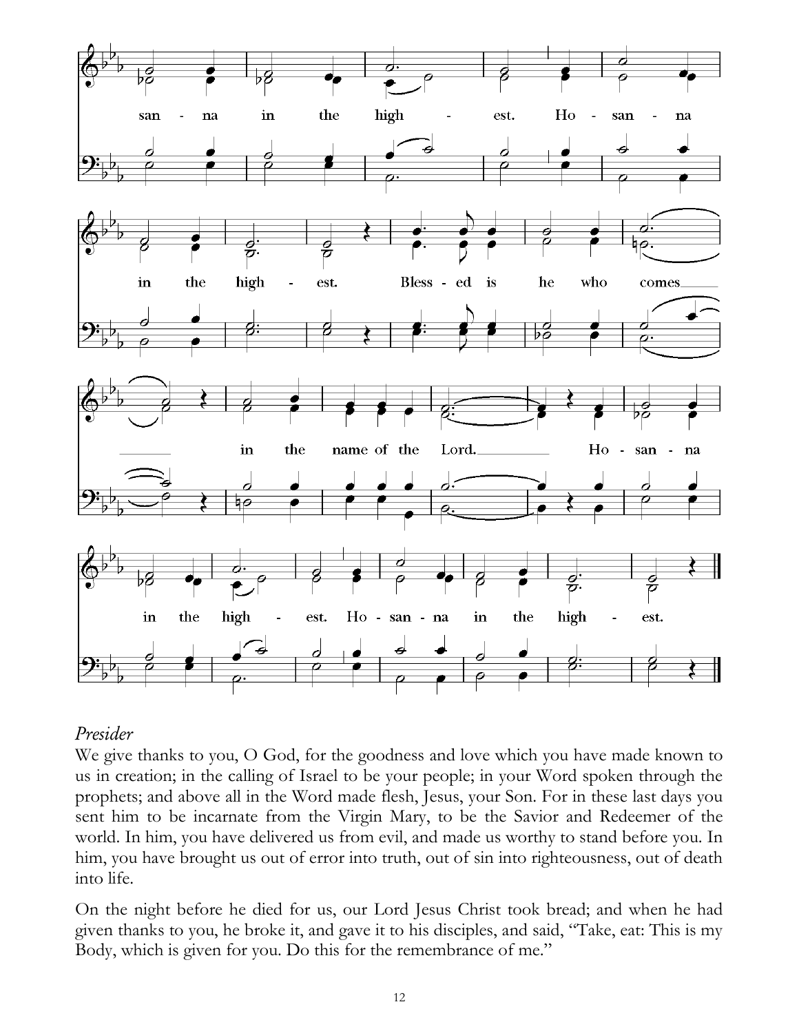san - na in the high - est. Ho - san - na

in the high - est. Bless - ed is he who comes

in the name of the Lord. Ho - san - na

in the high - est. Ho - san - na in the high - est.

*Presider*

We give thanks to you, O God, for the goodness and love which you have made known to us in creation; in the calling of Israel to be your people; in your Word spoken through the prophets; and above all in the Word made flesh, Jesus, your Son. For in these last days you sent him to be incarnate from the Virgin Mary, to be the Savior and Redeemer of the world. In him, you have delivered us from evil, and made us worthy to stand before you. In him, you have brought us out of error into truth, out of sin into righteousness, out of death into life.

On the night before he died for us, our Lord Jesus Christ took bread; and when he had given thanks to you, he broke it, and gave it to his disciples, and said, "Take, eat: This is my Body, which is given for you. Do this for the remembrance of me."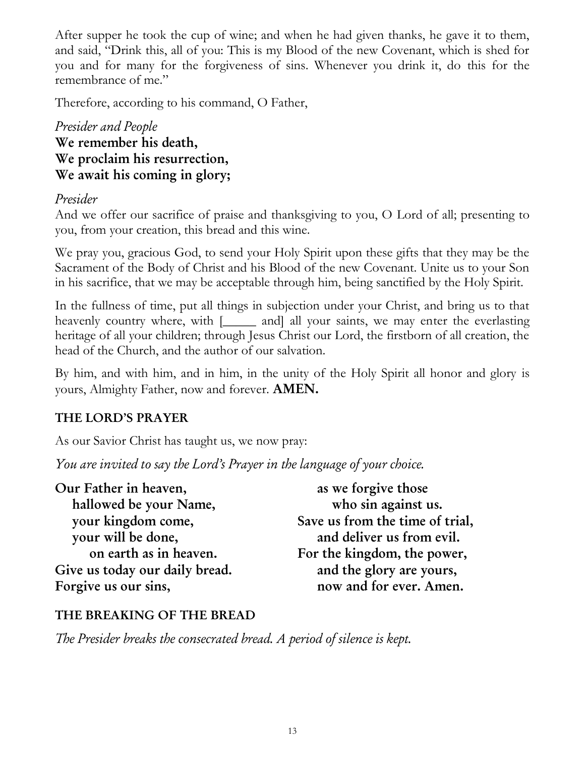After supper he took the cup of wine; and when he had given thanks, he gave it to them, and said, "Drink this, all of you: This is my Blood of the new Covenant, which is shed for you and for many for the forgiveness of sins. Whenever you drink it, do this for the remembrance of me."

Therefore, according to his command, O Father,

*Presider and People*
**We remember his death,**
**We proclaim his resurrection,**
**We await his coming in glory;**

*Presider*
And we offer our sacrifice of praise and thanksgiving to you, O Lord of all; presenting to you, from your creation, this bread and this wine.

We pray you, gracious God, to send your Holy Spirit upon these gifts that they may be the Sacrament of the Body of Christ and his Blood of the new Covenant. Unite us to your Son in his sacrifice, that we may be acceptable through him, being sanctified by the Holy Spirit.

In the fullness of time, put all things in subjection under your Christ, and bring us to that heavenly country where, with [_____ and] all your saints, we may enter the everlasting heritage of all your children; through Jesus Christ our Lord, the firstborn of all creation, the head of the Church, and the author of our salvation.

By him, and with him, and in him, in the unity of the Holy Spirit all honor and glory is yours, Almighty Father, now and forever. **AMEN.**

## THE LORD'S PRAYER

As our Savior Christ has taught us, we now pray:

*You are invited to say the Lord's Prayer in the language of your choice.*

**Our Father in heaven,**
**hallowed be your Name,**
**your kingdom come,**
**your will be done,**
**on earth as in heaven.**
**Give us today our daily bread.**
**Forgive us our sins,**
**as we forgive those**
**who sin against us.**
**Save us from the time of trial,**
**and deliver us from evil.**
**For the kingdom, the power,**
**and the glory are yours,**
**now and for ever. Amen.**

## THE BREAKING OF THE BREAD

*The Presider breaks the consecrated bread. A period of silence is kept.*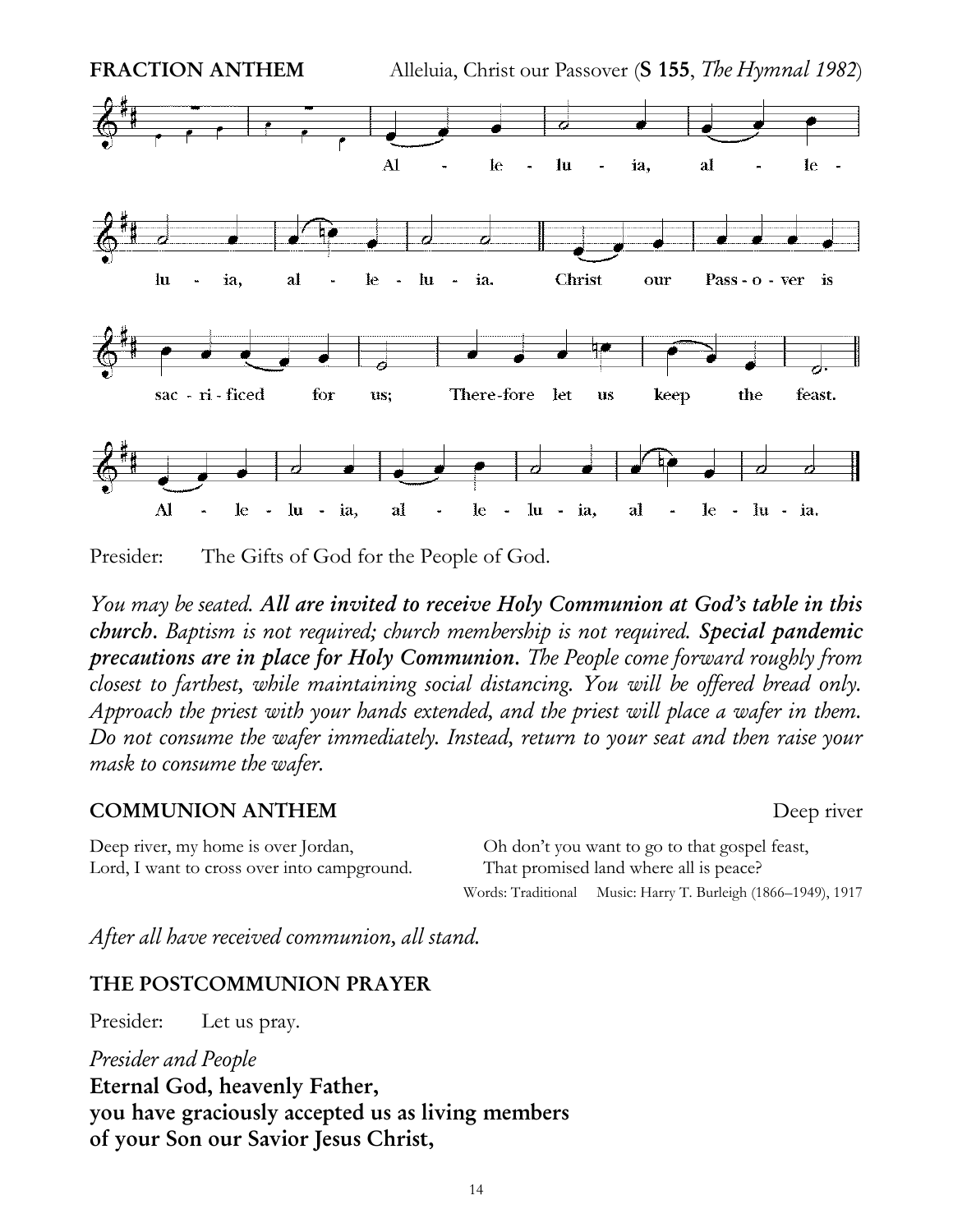**FRACTION ANTHEM** Alleluia, Christ our Passover (**S 155**, *The Hymnal 1982*)

Alleluia, alleluia, alleluia. Christ our Passover is sacrificed for us; Therefore let us keep the feast. Alleluia, alleluia, alleluia.

Presider: The Gifts of God for the People of God.

*You may be seated.* ***All are invited to receive Holy Communion at God's table in this church.*** *Baptism is not required; church membership is not required.* ***Special pandemic precautions are in place for Holy Communion.*** *The People come forward roughly from closest to farthest, while maintaining social distancing. You will be offered bread only. Approach the priest with your hands extended, and the priest will place a wafer in them. Do not consume the wafer immediately. Instead, return to your seat and then raise your mask to consume the wafer.*

**COMMUNION ANTHEM** Deep river

Deep river, my home is over Jordan,
Lord, I want to cross over into campground.
Oh don't you want to go to that gospel feast,
That promised land where all is peace?

Words: Traditional Music: Harry T. Burleigh (1866–1949), 1917

*After all have received communion, all stand.*

**THE POSTCOMMUNION PRAYER**

Presider: Let us pray.

*Presider and People*
**Eternal God, heavenly Father,
you have graciously accepted us as living members
of your Son our Savior Jesus Christ,**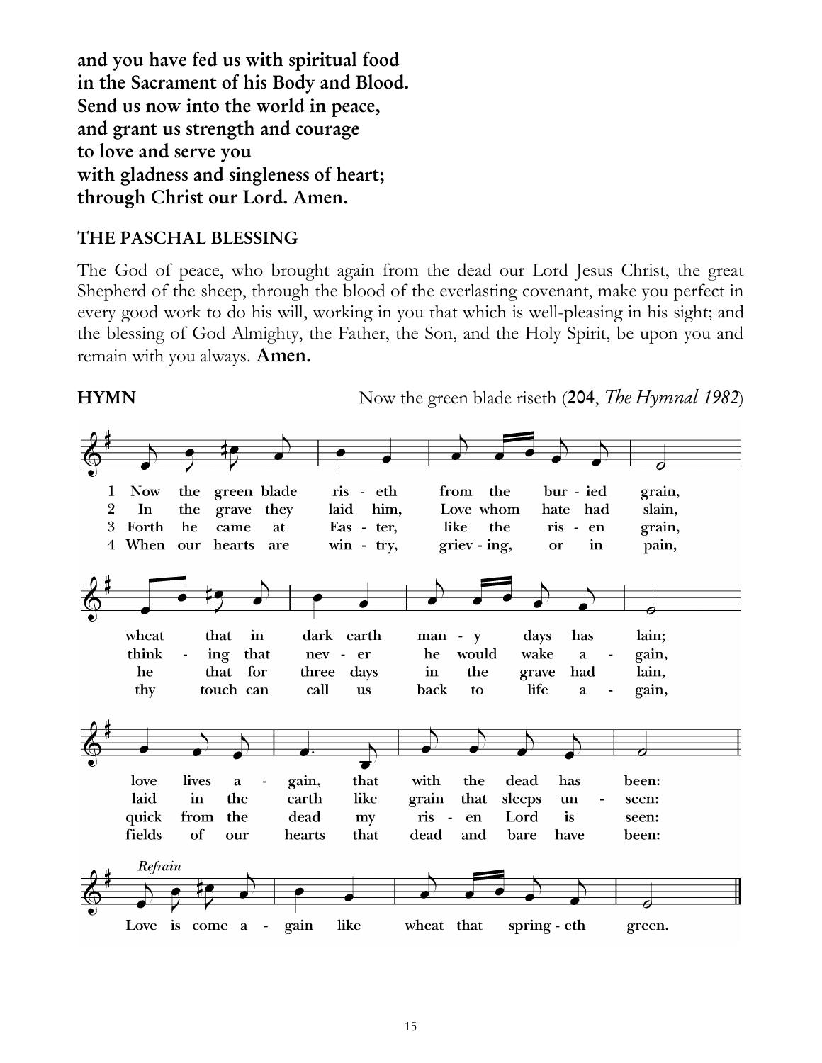**and you have fed us with spiritual food**
**in the Sacrament of his Body and Blood.**
**Send us now into the world in peace,**
**and grant us strength and courage**
**to love and serve you**
**with gladness and singleness of heart;**
**through Christ our Lord. Amen.**

**THE PASCHAL BLESSING**

The God of peace, who brought again from the dead our Lord Jesus Christ, the great Shepherd of the sheep, through the blood of the everlasting covenant, make you perfect in every good work to do his will, working in you that which is well-pleasing in his sight; and the blessing of God Almighty, the Father, the Son, and the Holy Spirit, be upon you and remain with you always. **Amen.**

**HYMN** Now the green blade riseth (204, *The Hymnal 1982*)

1 Now the green blade ris - eth from the bur - ied grain,
wheat that in dark earth man - y days has lain;
love lives a - gain, that with the dead has been:

2 In the grave they laid him, Love whom hate had slain,
think - ing that nev - er he would wake a - gain,
laid in the earth like grain that sleeps un - seen:

3 Forth he came at Eas - ter, like the ris - en grain,
he that for three days in the grave had lain,
quick from the dead my ris - en Lord is seen:

4 When our hearts are win - try, griev - ing, or in pain,
thy touch can call us back to life a - gain,
fields of our hearts that dead and bare have been:

*Refrain*
Love is come a - gain like wheat that spring - eth green.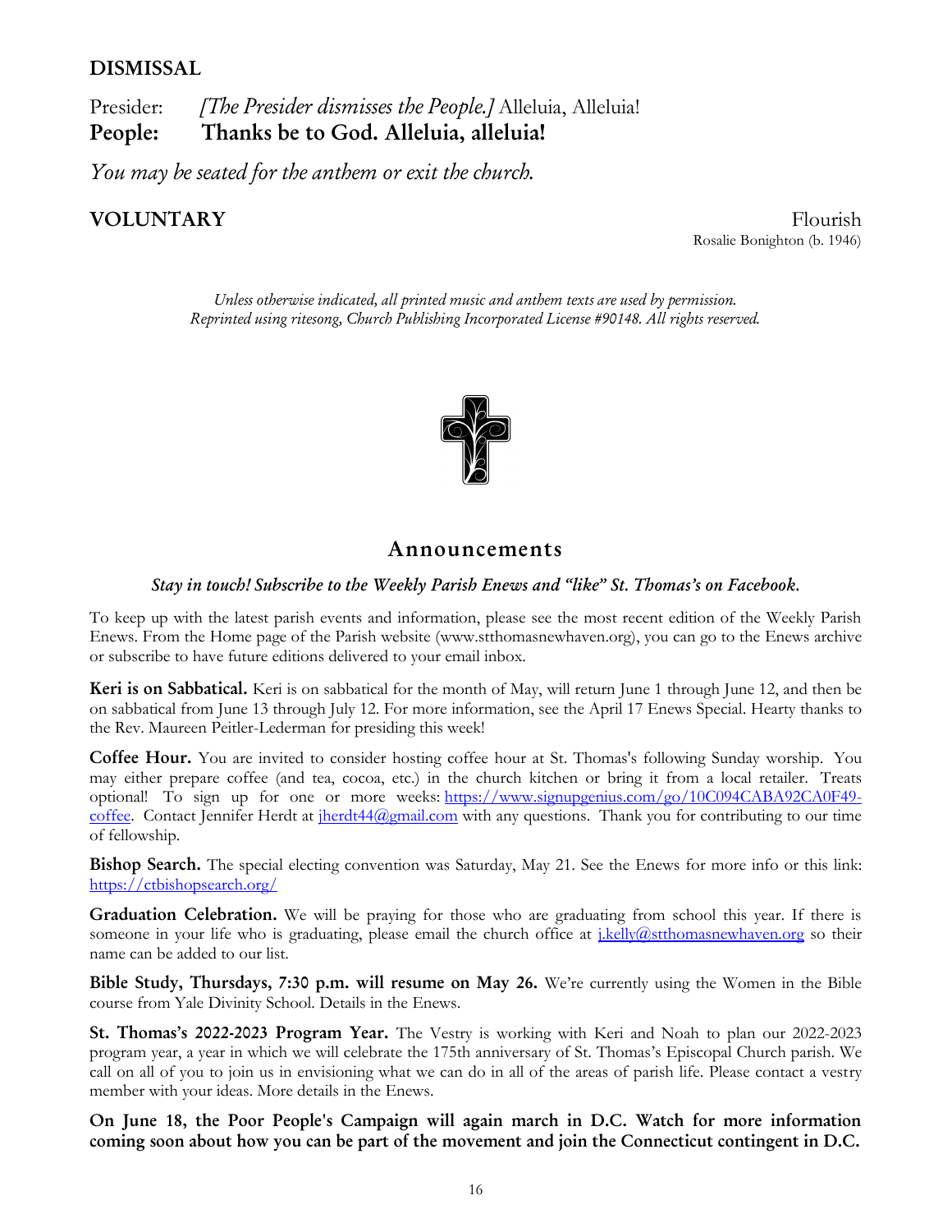## DISMISSAL

Presider: *[The Presider dismisses the People.]* Alleluia, Alleluia!
**People: Thanks be to God. Alleluia, alleluia!**

*You may be seated for the anthem or exit the church.*

## VOLUNTARY

Flourish
Rosalie Bonighton (b. 1946)

*Unless otherwise indicated, all printed music and anthem texts are used by permission. Reprinted using ritesong, Church Publishing Incorporated License #90148. All rights reserved.*

## Announcements

***Stay in touch! Subscribe to the Weekly Parish Enews and "like" St. Thomas's on Facebook.***

To keep up with the latest parish events and information, please see the most recent edition of the Weekly Parish Enews. From the Home page of the Parish website (www.stthomasnewhaven.org), you can go to the Enews archive or subscribe to have future editions delivered to your email inbox.

**Keri is on Sabbatical.** Keri is on sabbatical for the month of May, will return June 1 through June 12, and then be on sabbatical from June 13 through July 12. For more information, see the April 17 Enews Special. Hearty thanks to the Rev. Maureen Peitler-Lederman for presiding this week!

**Coffee Hour.** You are invited to consider hosting coffee hour at St. Thomas's following Sunday worship. You may either prepare coffee (and tea, cocoa, etc.) in the church kitchen or bring it from a local retailer. Treats optional! To sign up for one or more weeks: https://www.signupgenius.com/go/10C094CABA92CA0F49-coffee. Contact Jennifer Herdt at jherdt44@gmail.com with any questions. Thank you for contributing to our time of fellowship.

**Bishop Search.** The special electing convention was Saturday, May 21. See the Enews for more info or this link: https://ctbishopsearch.org/

**Graduation Celebration.** We will be praying for those who are graduating from school this year. If there is someone in your life who is graduating, please email the church office at j.kelly@stthomasnewhaven.org so their name can be added to our list.

**Bible Study, Thursdays, 7:30 p.m. will resume on May 26.** We're currently using the Women in the Bible course from Yale Divinity School. Details in the Enews.

**St. Thomas's 2022-2023 Program Year.** The Vestry is working with Keri and Noah to plan our 2022-2023 program year, a year in which we will celebrate the 175th anniversary of St. Thomas's Episcopal Church parish. We call on all of you to join us in envisioning what we can do in all of the areas of parish life. Please contact a vestry member with your ideas. More details in the Enews.

**On June 18, the Poor People's Campaign will again march in D.C. Watch for more information coming soon about how you can be part of the movement and join the Connecticut contingent in D.C.**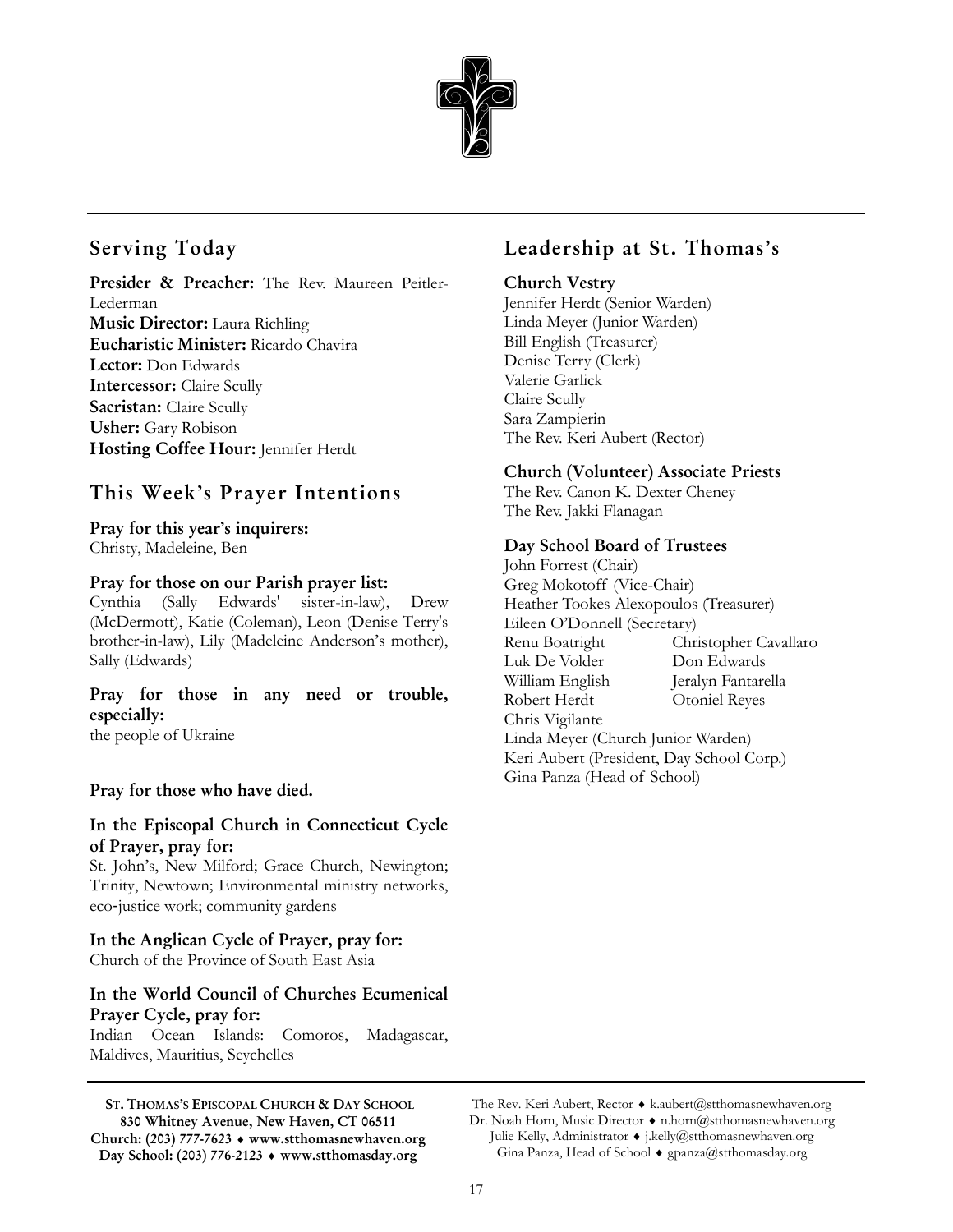## Serving Today

**Presider & Preacher:** The Rev. Maureen Peitler-Lederman
**Music Director:** Laura Richling
**Eucharistic Minister:** Ricardo Chavira
**Lector:** Don Edwards
**Intercessor:** Claire Scully
**Sacristan:** Claire Scully
**Usher:** Gary Robison
**Hosting Coffee Hour:** Jennifer Herdt

## This Week's Prayer Intentions

**Pray for this year's inquirers:**
Christy, Madeleine, Ben

**Pray for those on our Parish prayer list:**
Cynthia (Sally Edwards' sister-in-law), Drew (McDermott), Katie (Coleman), Leon (Denise Terry's brother-in-law), Lily (Madeleine Anderson's mother), Sally (Edwards)

**Pray for those in any need or trouble, especially:**
the people of Ukraine

**Pray for those who have died.**

**In the Episcopal Church in Connecticut Cycle of Prayer, pray for:**
St. John's, New Milford; Grace Church, Newington; Trinity, Newtown; Environmental ministry networks, eco-justice work; community gardens

**In the Anglican Cycle of Prayer, pray for:**
Church of the Province of South East Asia

**In the World Council of Churches Ecumenical Prayer Cycle, pray for:**
Indian Ocean Islands: Comoros, Madagascar, Maldives, Mauritius, Seychelles

## Leadership at St. Thomas's

### Church Vestry

Jennifer Herdt (Senior Warden)
Linda Meyer (Junior Warden)
Bill English (Treasurer)
Denise Terry (Clerk)
Valerie Garlick
Claire Scully
Sara Zampierin
The Rev. Keri Aubert (Rector)

### Church (Volunteer) Associate Priests

The Rev. Canon K. Dexter Cheney
The Rev. Jakki Flanagan

### Day School Board of Trustees

John Forrest (Chair)
Greg Mokotoff (Vice-Chair)
Heather Tookes Alexopoulos (Treasurer)
Eileen O'Donnell (Secretary)
Renu Boatright
Christopher Cavallaro
Luk De Volder
Don Edwards
William English
Jeralyn Fantarella
Robert Herdt
Otoniel Reyes
Chris Vigilante
Linda Meyer (Church Junior Warden)
Keri Aubert (President, Day School Corp.)
Gina Panza (Head of School)

**ST. THOMAS'S EPISCOPAL CHURCH & DAY SCHOOL**
**830 Whitney Avenue, New Haven, CT 06511**
**Church: (203) 777-7623 ♦ www.stthomasnewhaven.org**
**Day School: (203) 776-2123 ♦ www.stthomasday.org**

The Rev. Keri Aubert, Rector ♦ k.aubert@stthomasnewhaven.org
Dr. Noah Horn, Music Director ♦ n.horn@stthomasnewhaven.org
Julie Kelly, Administrator ♦ j.kelly@stthomasnewhaven.org
Gina Panza, Head of School ♦ gpanza@stthomasday.org